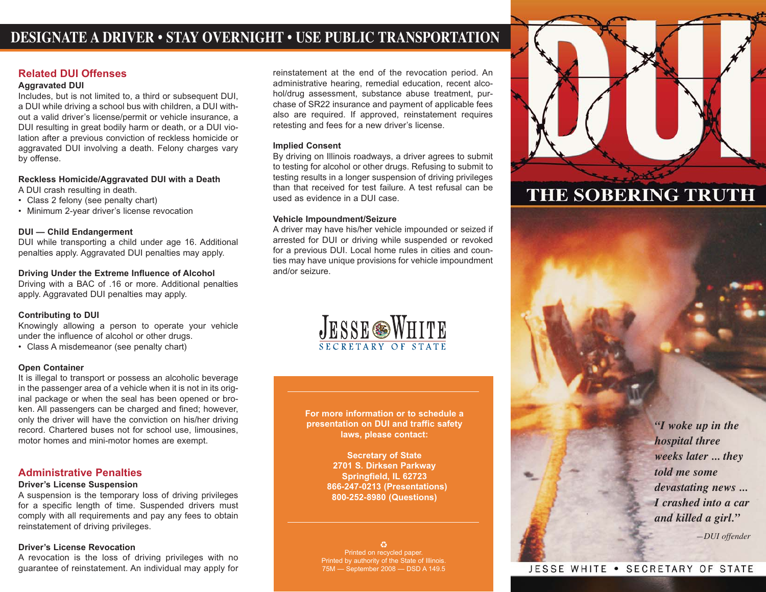# DESIGNATE A DRIVER • STAY OVERNIGHT • USE PUBLIC TRANSPORTATION

## Related DUI Offenses

**Aggravated DUI**

Includes, but is not limited to, a third or subsequent DUI, a DUI while driving a school bus with children, a DUI without a valid driver's license/permit or vehicle insurance, a DUI resulting in great bodily harm or death, or a DUI violation after a previous conviction of reckless homicide or aggravated DUI involving a death. Felony charges vary by offense.

**Reckless Homicide/Aggravated DUI with a Death**

A DUI crash resulting in death.

- Class 2 felony (see penalty chart)
- Minimum 2-year driver's license revocation

**DUI — Child Endangerment**

DUI while transporting a child under age 16. Additional penalties apply. Aggravated DUI penalties may apply.

**Driving Under the Extreme Influence of Alcohol**

Driving with a BAC of .16 or more. Additional penalties apply. Aggravated DUI penalties may apply.

**Contributing to DUI**

Knowingly allowing a person to operate your vehicle under the influence of alcohol or other drugs.

- Class A misdemeanor (see penalty chart)

**Open Container**

It is illegal to transport or possess an alcoholic beverage in the passenger area of a vehicle when it is not in its original package or when the seal has been opened or broken. All passengers can be charged and fined; however, only the driver will have the conviction on his/her driving record. Chartered buses not for school use, limousines, motor homes and mini-motor homes are exempt.

## Administrative Penalties

**Driver's License Suspension**

A suspension is the temporary loss of driving privileges for a specific length of time. Suspended drivers must comply with all requirements and pay any fees to obtain reinstatement of driving privileges.

**Driver's License Revocation**

A revocation is the loss of driving privileges with no guarantee of reinstatement. An individual may apply for reinstatement at the end of the revocation period. An administrative hearing, remedial education, recent alcohol/drug assessment, substance abuse treatment, purchase of SR22 insurance and payment of applicable fees also are required. If approved, reinstatement requires retesting and fees for a new driver's license.

**Implied Consent**

By driving on Illinois roadways, a driver agrees to submit to testing for alcohol or other drugs. Refusing to submit to testing results in a longer suspension of driving privileges than that received for test failure. A test refusal can be used as evidence in a DUI case.

**Vehicle Impoundment/Seizure**

A driver may have his/her vehicle impounded or seized if arrested for DUI or driving while suspended or revoked for a previous DUI. Local home rules in cities and counties may have unique provisions for vehicle impoundment and/or seizure.

JESSE WHITE
SECRETARY OF STATE

**For more information or to schedule a presentation on DUI and traffic safety laws, please contact:**

**Secretary of State**
**2701 S. Dirksen Parkway**
**Springfield, IL 62723**
**866-247-0213 (Presentations)**
**800-252-8980 (Questions)**

♻
Printed on recycled paper.
Printed by authority of the State of Illinois.
75M — September 2008 — DSD A 149.5

# DUI

## THE SOBERING TRUTH

*"I woke up in the hospital three weeks later ... they told me some devastating news ... I crashed into a car and killed a girl."*

*—DUI offender*

JESSE WHITE • SECRETARY OF STATE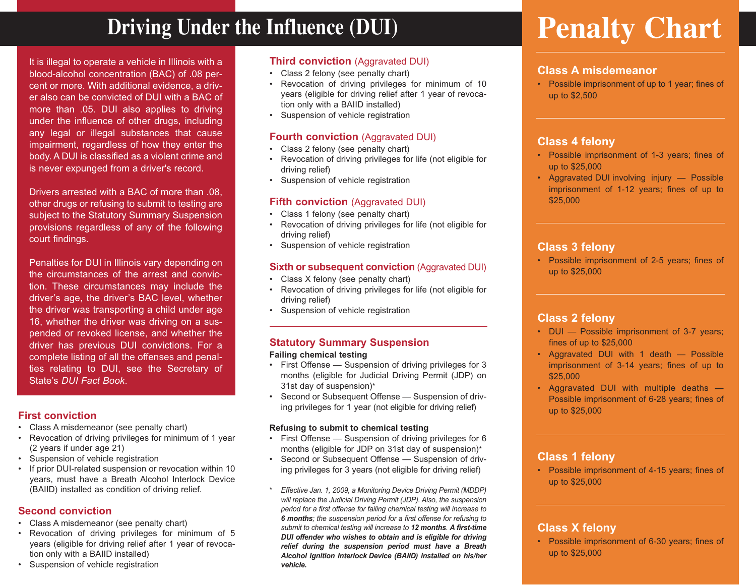# Driving Under the Influence (DUI)

It is illegal to operate a vehicle in Illinois with a blood-alcohol concentration (BAC) of .08 percent or more. With additional evidence, a driver also can be convicted of DUI with a BAC of more than .05. DUI also applies to driving under the influence of other drugs, including any legal or illegal substances that cause impairment, regardless of how they enter the body. A DUI is classified as a violent crime and is never expunged from a driver's record.

Drivers arrested with a BAC of more than .08, other drugs or refusing to submit to testing are subject to the Statutory Summary Suspension provisions regardless of any of the following court findings.

Penalties for DUI in Illinois vary depending on the circumstances of the arrest and conviction. These circumstances may include the driver's age, the driver's BAC level, whether the driver was transporting a child under age 16, whether the driver was driving on a suspended or revoked license, and whether the driver has previous DUI convictions. For a complete listing of all the offenses and penalties relating to DUI, see the Secretary of State's *DUI Fact Book*.

### First conviction

- Class A misdemeanor (see penalty chart)
- Revocation of driving privileges for minimum of 1 year (2 years if under age 21)
- Suspension of vehicle registration
- If prior DUI-related suspension or revocation within 10 years, must have a Breath Alcohol Interlock Device (BAIID) installed as condition of driving relief.

### Second conviction

- Class A misdemeanor (see penalty chart)
- Revocation of driving privileges for minimum of 5 years (eligible for driving relief after 1 year of revocation only with a BAIID installed)
- Suspension of vehicle registration

### Third conviction (Aggravated DUI)

- Class 2 felony (see penalty chart)
- Revocation of driving privileges for minimum of 10 years (eligible for driving relief after 1 year of revocation only with a BAIID installed)
- Suspension of vehicle registration

### Fourth conviction (Aggravated DUI)

- Class 2 felony (see penalty chart)
- Revocation of driving privileges for life (not eligible for driving relief)
- Suspension of vehicle registration

### Fifth conviction (Aggravated DUI)

- Class 1 felony (see penalty chart)
- Revocation of driving privileges for life (not eligible for driving relief)
- Suspension of vehicle registration

### Sixth or subsequent conviction (Aggravated DUI)

- Class X felony (see penalty chart)
- Revocation of driving privileges for life (not eligible for driving relief)
- Suspension of vehicle registration

### Statutory Summary Suspension

**Failing chemical testing**

- First Offense — Suspension of driving privileges for 3 months (eligible for Judicial Driving Permit (JDP) on 31st day of suspension)*
- Second or Subsequent Offense — Suspension of driving privileges for 1 year (not eligible for driving relief)

**Refusing to submit to chemical testing**

- First Offense — Suspension of driving privileges for 6 months (eligible for JDP on 31st day of suspension)*
- Second or Subsequent Offense — Suspension of driving privileges for 3 years (not eligible for driving relief)

\* *Effective Jan. 1, 2009, a Monitoring Device Driving Permit (MDDP) will replace the Judicial Driving Permit (JDP). Also, the suspension period for a first offense for failing chemical testing will increase to* ***6 months****; the suspension period for a first offense for refusing to submit to chemical testing will increase to* ***12 months****.* ***A first-time DUI offender who wishes to obtain and is eligible for driving relief during the suspension period must have a Breath Alcohol Ignition Interlock Device (BAIID) installed on his/her vehicle.***

# Penalty Chart

### Class A misdemeanor

- Possible imprisonment of up to 1 year; fines of up to $2,500

### Class 4 felony

- Possible imprisonment of 1-3 years; fines of up to $25,000
- Aggravated DUI involving injury — Possible imprisonment of 1-12 years; fines of up to $25,000

### Class 3 felony

- Possible imprisonment of 2-5 years; fines of up to $25,000

### Class 2 felony

- DUI — Possible imprisonment of 3-7 years; fines of up to $25,000
- Aggravated DUI with 1 death — Possible imprisonment of 3-14 years; fines of up to $25,000
- Aggravated DUI with multiple deaths — Possible imprisonment of 6-28 years; fines of up to $25,000

### Class 1 felony

- Possible imprisonment of 4-15 years; fines of up to $25,000

### Class X felony

- Possible imprisonment of 6-30 years; fines of up to $25,000